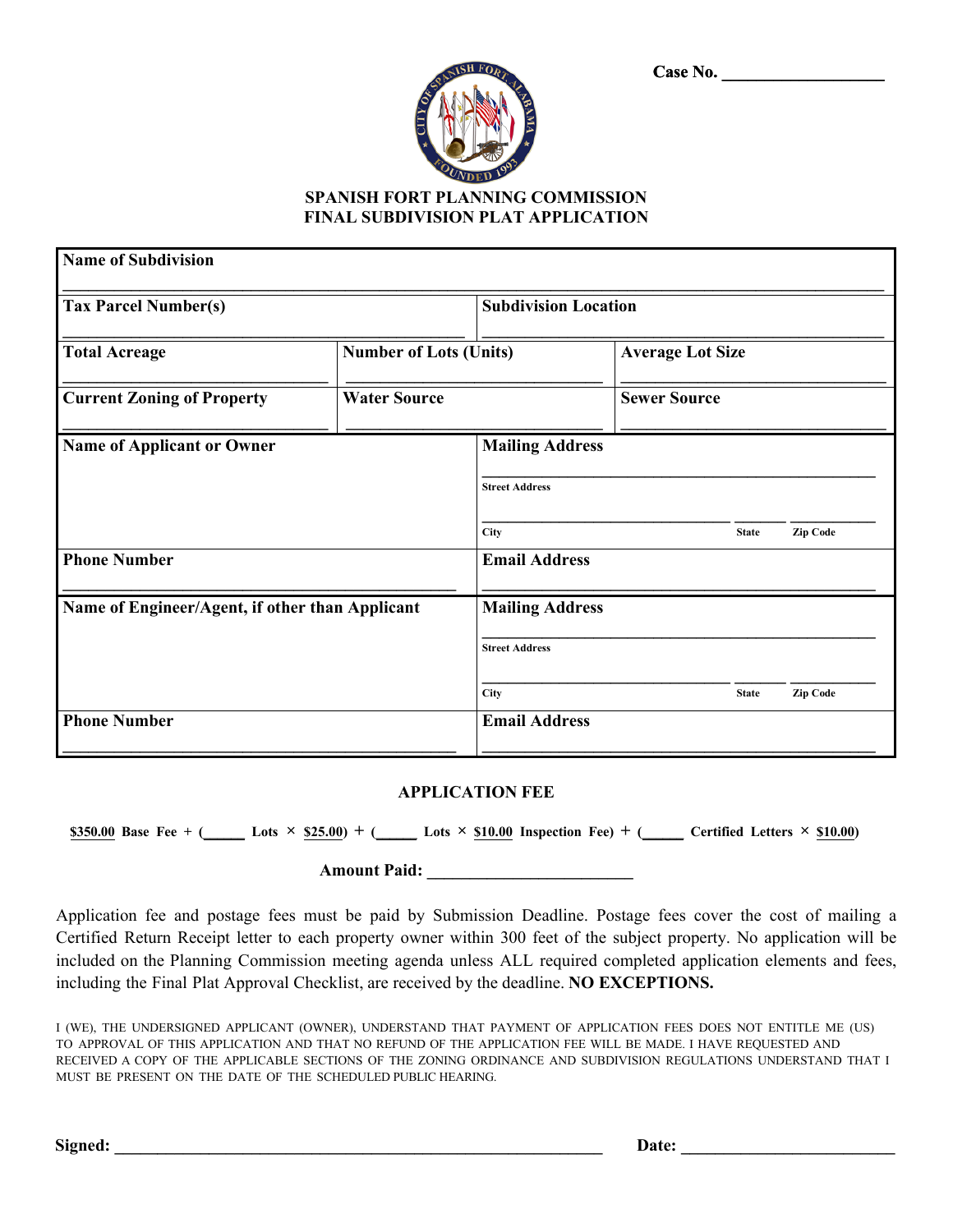**Case No. ___________________**

# SPANISH FORT PLANNING COMMISSION
# FINAL SUBDIVISION PLAT APPLICATION

| | | |
|---|---|---|
| **Name of Subdivision** | | |
| **Tax Parcel Number(s)** | **Subdivision Location** | |
| **Total Acreage** | **Number of Lots (Units)** | **Average Lot Size** |
| **Current Zoning of Property** | **Water Source** | **Sewer Source** |

| | |
|---|---|
| **Name of Applicant or Owner** | **Mailing Address**<br>Street Address<br>City State Zip Code |
| **Phone Number** | **Email Address** |
| **Name of Engineer/Agent, if other than Applicant** | **Mailing Address**<br>Street Address<br>City State Zip Code |
| **Phone Number** | **Email Address** |

## APPLICATION FEE

**$350.00 Base Fee + (_____ Lots × $25.00) + (_____ Lots × $10.00 Inspection Fee) + (_____ Certified Letters × $10.00)**

**Amount Paid: ________________________**

Application fee and postage fees must be paid by Submission Deadline. Postage fees cover the cost of mailing a Certified Return Receipt letter to each property owner within 300 feet of the subject property. No application will be included on the Planning Commission meeting agenda unless ALL required completed application elements and fees, including the Final Plat Approval Checklist, are received by the deadline. **NO EXCEPTIONS.**

I (WE), THE UNDERSIGNED APPLICANT (OWNER), UNDERSTAND THAT PAYMENT OF APPLICATION FEES DOES NOT ENTITLE ME (US) TO APPROVAL OF THIS APPLICATION AND THAT NO REFUND OF THE APPLICATION FEE WILL BE MADE. I HAVE REQUESTED AND RECEIVED A COPY OF THE APPLICABLE SECTIONS OF THE ZONING ORDINANCE AND SUBDIVISION REGULATIONS UNDERSTAND THAT I MUST BE PRESENT ON THE DATE OF THE SCHEDULED PUBLIC HEARING.

**Signed: ____________________________________________________________ Date: __________________________**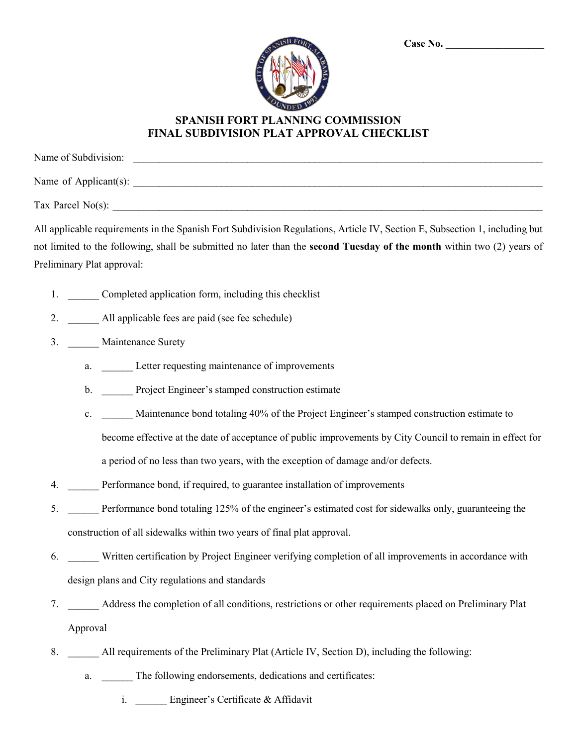Case No. ___________________

## SPANISH FORT PLANNING COMMISSION
## FINAL SUBDIVISION PLAT APPROVAL CHECKLIST

Name of Subdivision: ________________________________________________________________________________

Name of Applicant(s): ________________________________________________________________________________

Tax Parcel No(s): ___________________________________________________________________________________

All applicable requirements in the Spanish Fort Subdivision Regulations, Article IV, Section E, Subsection 1, including but not limited to the following, shall be submitted no later than the **second Tuesday of the month** within two (2) years of Preliminary Plat approval:

1. ______ Completed application form, including this checklist
2. ______ All applicable fees are paid (see fee schedule)
3. ______ Maintenance Surety
   a. ______ Letter requesting maintenance of improvements
   b. ______ Project Engineer's stamped construction estimate
   c. ______ Maintenance bond totaling 40% of the Project Engineer's stamped construction estimate to become effective at the date of acceptance of public improvements by City Council to remain in effect for a period of no less than two years, with the exception of damage and/or defects.
4. ______ Performance bond, if required, to guarantee installation of improvements
5. ______ Performance bond totaling 125% of the engineer's estimated cost for sidewalks only, guaranteeing the construction of all sidewalks within two years of final plat approval.
6. ______ Written certification by Project Engineer verifying completion of all improvements in accordance with design plans and City regulations and standards
7. ______ Address the completion of all conditions, restrictions or other requirements placed on Preliminary Plat Approval
8. ______ All requirements of the Preliminary Plat (Article IV, Section D), including the following:
   a. ______ The following endorsements, dedications and certificates:
      i. ______ Engineer's Certificate & Affidavit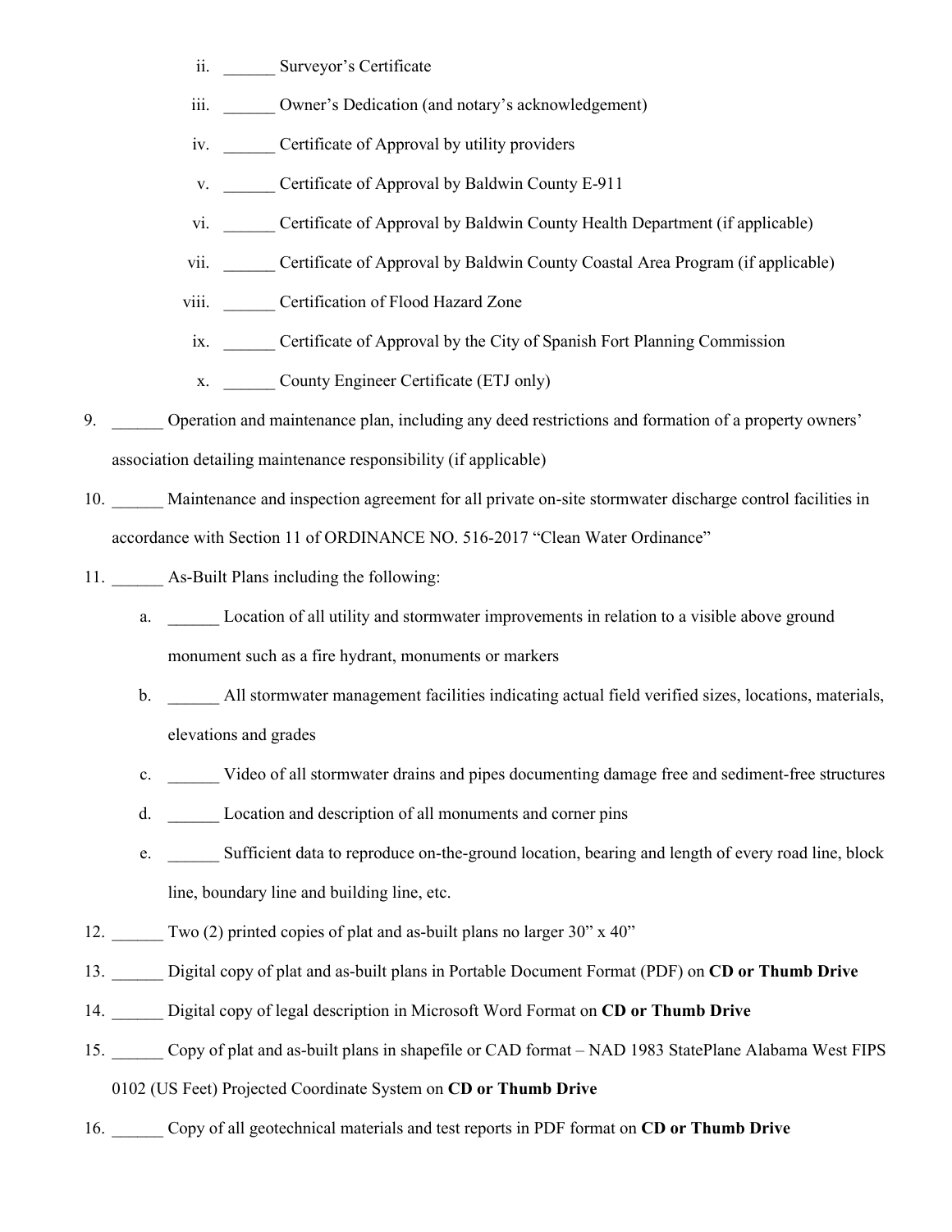ii. ______ Surveyor's Certificate

   iii. ______ Owner's Dedication (and notary's acknowledgement)

   iv. ______ Certificate of Approval by utility providers

   v. ______ Certificate of Approval by Baldwin County E-911

   vi. ______ Certificate of Approval by Baldwin County Health Department (if applicable)

   vii. ______ Certificate of Approval by Baldwin County Coastal Area Program (if applicable)

   viii. ______ Certification of Flood Hazard Zone

   ix. ______ Certificate of Approval by the City of Spanish Fort Planning Commission

   x. ______ County Engineer Certificate (ETJ only)

9. ______ Operation and maintenance plan, including any deed restrictions and formation of a property owners' association detailing maintenance responsibility (if applicable)

10. ______ Maintenance and inspection agreement for all private on-site stormwater discharge control facilities in accordance with Section 11 of ORDINANCE NO. 516-2017 "Clean Water Ordinance"

11. ______ As-Built Plans including the following:

    a. ______ Location of all utility and stormwater improvements in relation to a visible above ground monument such as a fire hydrant, monuments or markers

    b. ______ All stormwater management facilities indicating actual field verified sizes, locations, materials, elevations and grades

    c. ______ Video of all stormwater drains and pipes documenting damage free and sediment-free structures

    d. ______ Location and description of all monuments and corner pins

    e. ______ Sufficient data to reproduce on-the-ground location, bearing and length of every road line, block line, boundary line and building line, etc.

12. ______ Two (2) printed copies of plat and as-built plans no larger 30" x 40"

13. ______ Digital copy of plat and as-built plans in Portable Document Format (PDF) on **CD or Thumb Drive**

14. ______ Digital copy of legal description in Microsoft Word Format on **CD or Thumb Drive**

15. ______ Copy of plat and as-built plans in shapefile or CAD format – NAD 1983 StatePlane Alabama West FIPS 0102 (US Feet) Projected Coordinate System on **CD or Thumb Drive**

16. ______ Copy of all geotechnical materials and test reports in PDF format on **CD or Thumb Drive**